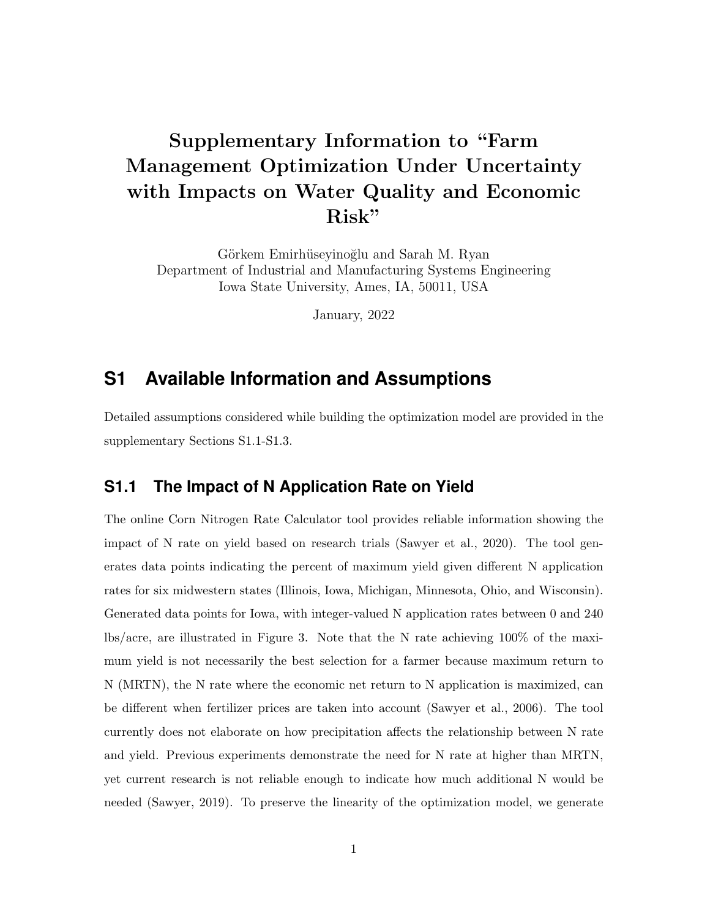# Supplementary Information to "Farm Management Optimization Under Uncertainty with Impacts on Water Quality and Economic Risk"

Görkem Emirhüseyinoğlu and Sarah M. Ryan
Department of Industrial and Manufacturing Systems Engineering
Iowa State University, Ames, IA, 50011, USA

January, 2022

## S1 Available Information and Assumptions

Detailed assumptions considered while building the optimization model are provided in the supplementary Sections S1.1-S1.3.

### S1.1 The Impact of N Application Rate on Yield

The online Corn Nitrogen Rate Calculator tool provides reliable information showing the impact of N rate on yield based on research trials (Sawyer et al., 2020). The tool generates data points indicating the percent of maximum yield given different N application rates for six midwestern states (Illinois, Iowa, Michigan, Minnesota, Ohio, and Wisconsin). Generated data points for Iowa, with integer-valued N application rates between 0 and 240 lbs/acre, are illustrated in Figure 3. Note that the N rate achieving 100% of the maximum yield is not necessarily the best selection for a farmer because maximum return to N (MRTN), the N rate where the economic net return to N application is maximized, can be different when fertilizer prices are taken into account (Sawyer et al., 2006). The tool currently does not elaborate on how precipitation affects the relationship between N rate and yield. Previous experiments demonstrate the need for N rate at higher than MRTN, yet current research is not reliable enough to indicate how much additional N would be needed (Sawyer, 2019). To preserve the linearity of the optimization model, we generate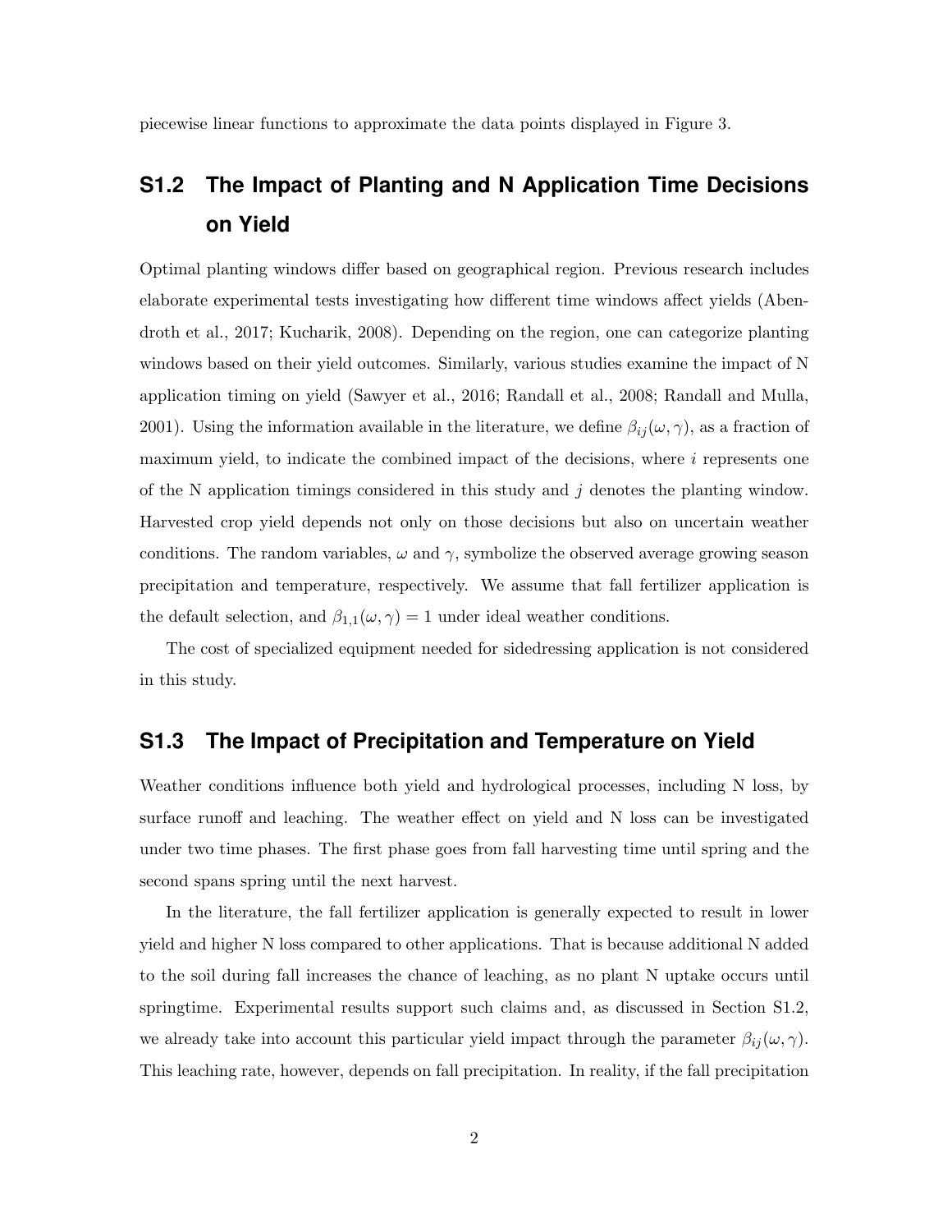piecewise linear functions to approximate the data points displayed in Figure 3.

## S1.2 The Impact of Planting and N Application Time Decisions on Yield

Optimal planting windows differ based on geographical region. Previous research includes elaborate experimental tests investigating how different time windows affect yields (Abendroth et al., 2017; Kucharik, 2008). Depending on the region, one can categorize planting windows based on their yield outcomes. Similarly, various studies examine the impact of N application timing on yield (Sawyer et al., 2016; Randall et al., 2008; Randall and Mulla, 2001). Using the information available in the literature, we define $\beta_{ij}(\omega, \gamma)$, as a fraction of maximum yield, to indicate the combined impact of the decisions, where $i$ represents one of the N application timings considered in this study and $j$ denotes the planting window. Harvested crop yield depends not only on those decisions but also on uncertain weather conditions. The random variables, $\omega$ and $\gamma$, symbolize the observed average growing season precipitation and temperature, respectively. We assume that fall fertilizer application is the default selection, and $\beta_{1,1}(\omega, \gamma) = 1$ under ideal weather conditions.

The cost of specialized equipment needed for sidedressing application is not considered in this study.

## S1.3 The Impact of Precipitation and Temperature on Yield

Weather conditions influence both yield and hydrological processes, including N loss, by surface runoff and leaching. The weather effect on yield and N loss can be investigated under two time phases. The first phase goes from fall harvesting time until spring and the second spans spring until the next harvest.

In the literature, the fall fertilizer application is generally expected to result in lower yield and higher N loss compared to other applications. That is because additional N added to the soil during fall increases the chance of leaching, as no plant N uptake occurs until springtime. Experimental results support such claims and, as discussed in Section S1.2, we already take into account this particular yield impact through the parameter $\beta_{ij}(\omega, \gamma)$. This leaching rate, however, depends on fall precipitation. In reality, if the fall precipitation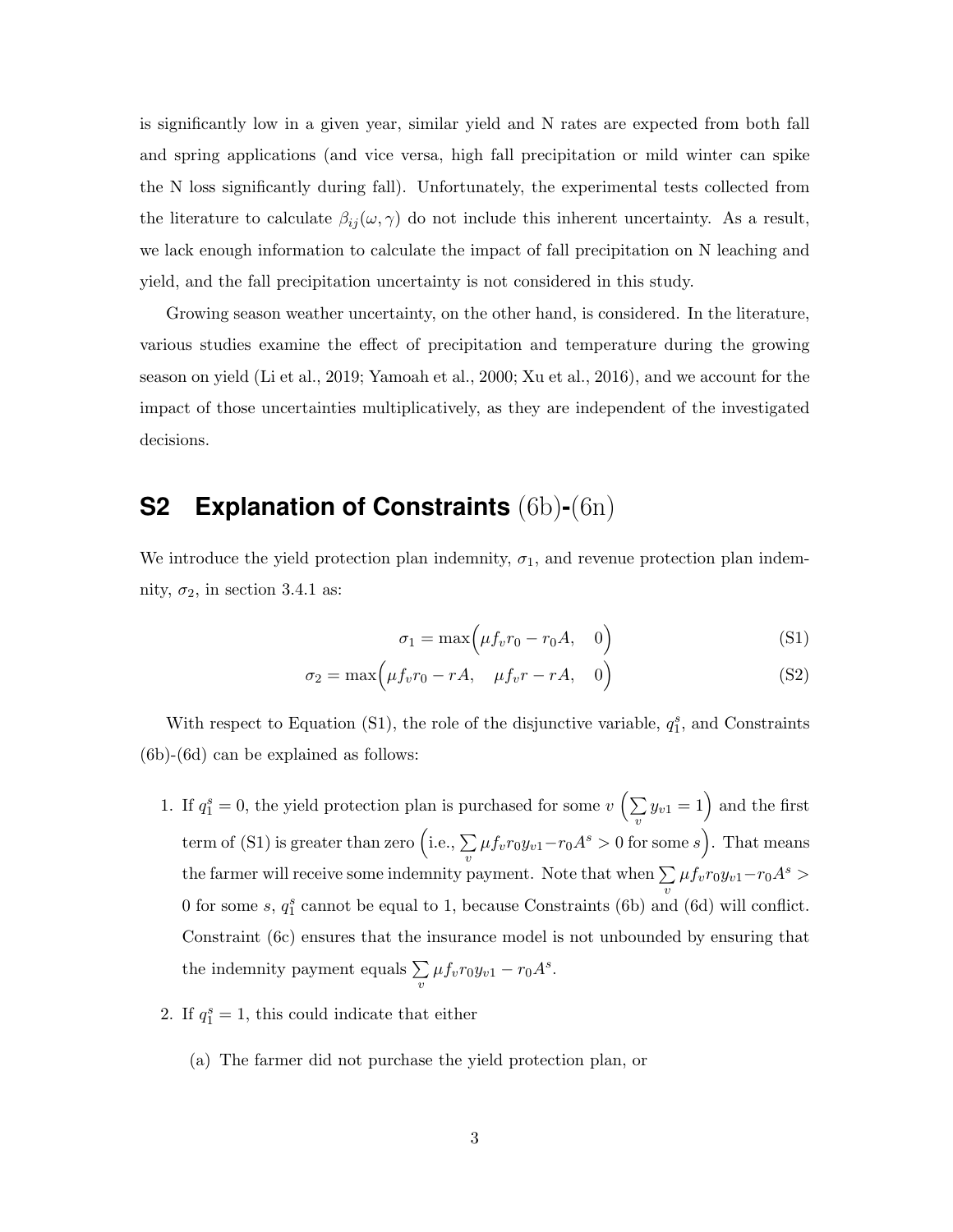is significantly low in a given year, similar yield and N rates are expected from both fall and spring applications (and vice versa, high fall precipitation or mild winter can spike the N loss significantly during fall). Unfortunately, the experimental tests collected from the literature to calculate $\beta_{ij}(\omega, \gamma)$ do not include this inherent uncertainty. As a result, we lack enough information to calculate the impact of fall precipitation on N leaching and yield, and the fall precipitation uncertainty is not considered in this study.

Growing season weather uncertainty, on the other hand, is considered. In the literature, various studies examine the effect of precipitation and temperature during the growing season on yield (Li et al., 2019; Yamoah et al., 2000; Xu et al., 2016), and we account for the impact of those uncertainties multiplicatively, as they are independent of the investigated decisions.

## S2 Explanation of Constraints (6b)-(6n)

We introduce the yield protection plan indemnity, $\sigma_1$, and revenue protection plan indemnity, $\sigma_2$, in section 3.4.1 as:

$$\sigma_1 = \max\Big(\mu f_v r_0 - r_0 A, \quad 0\Big) \tag{S1}$$

$$\sigma_2 = \max\Big(\mu f_v r_0 - r A, \quad \mu f_v r - r A, \quad 0\Big) \tag{S2}$$

With respect to Equation (S1), the role of the disjunctive variable, $q_1^s$, and Constraints (6b)-(6d) can be explained as follows:

1. If $q_1^s = 0$, the yield protection plan is purchased for some $v$ $\Big(\sum_v y_{v1} = 1\Big)$ and the first term of (S1) is greater than zero $\Big($i.e., $\sum_v \mu f_v r_0 y_{v1} - r_0 A^s > 0$ for some $s\Big)$. That means the farmer will receive some indemnity payment. Note that when $\sum_v \mu f_v r_0 y_{v1} - r_0 A^s > 0$ for some $s$, $q_1^s$ cannot be equal to 1, because Constraints (6b) and (6d) will conflict. Constraint (6c) ensures that the insurance model is not unbounded by ensuring that the indemnity payment equals $\sum_v \mu f_v r_0 y_{v1} - r_0 A^s$.

2. If $q_1^s = 1$, this could indicate that either

   (a) The farmer did not purchase the yield protection plan, or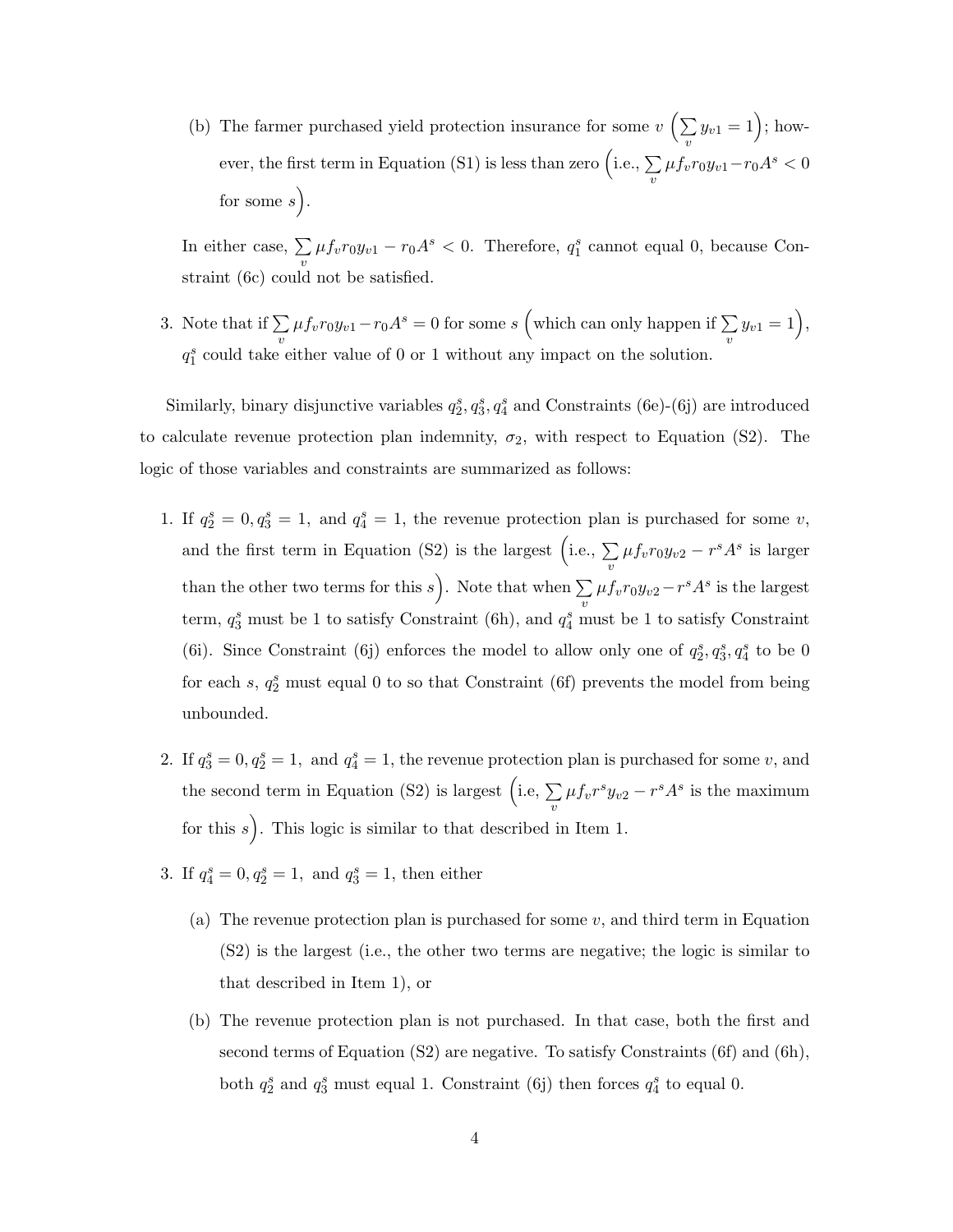(b) The farmer purchased yield protection insurance for some $v$ $\left(\sum_v y_{v1} = 1\right)$; however, the first term in Equation (S1) is less than zero $\left(\text{i.e., } \sum_v \mu f_v r_0 y_{v1} - r_0 A^s < 0\right.$ for some $\left.s\right)$.

   In either case, $\sum_v \mu f_v r_0 y_{v1} - r_0 A^s < 0$. Therefore, $q_1^s$ cannot equal 0, because Constraint (6c) could not be satisfied.

3. Note that if $\sum_v \mu f_v r_0 y_{v1} - r_0 A^s = 0$ for some $s$ $\left(\text{which can only happen if } \sum_v y_{v1} = 1\right)$, $q_1^s$ could take either value of 0 or 1 without any impact on the solution.

Similarly, binary disjunctive variables $q_2^s, q_3^s, q_4^s$ and Constraints (6e)-(6j) are introduced to calculate revenue protection plan indemnity, $\sigma_2$, with respect to Equation (S2). The logic of those variables and constraints are summarized as follows:

1. If $q_2^s = 0, q_3^s = 1,$ and $q_4^s = 1$, the revenue protection plan is purchased for some $v$, and the first term in Equation (S2) is the largest $\left(\text{i.e., } \sum_v \mu f_v r_0 y_{v2} - r^s A^s \text{ is larger}\right.$ than the other two terms for this $\left.s\right)$. Note that when $\sum_v \mu f_v r_0 y_{v2} - r^s A^s$ is the largest term, $q_3^s$ must be 1 to satisfy Constraint (6h), and $q_4^s$ must be 1 to satisfy Constraint (6i). Since Constraint (6j) enforces the model to allow only one of $q_2^s, q_3^s, q_4^s$ to be 0 for each $s$, $q_2^s$ must equal 0 to so that Constraint (6f) prevents the model from being unbounded.

2. If $q_3^s = 0, q_2^s = 1,$ and $q_4^s = 1$, the revenue protection plan is purchased for some $v$, and the second term in Equation (S2) is largest $\left(\text{i.e, } \sum_v \mu f_v r^s y_{v2} - r^s A^s \text{ is the maximum}\right.$ for this $\left.s\right)$. This logic is similar to that described in Item 1.

3. If $q_4^s = 0, q_2^s = 1,$ and $q_3^s = 1$, then either

   (a) The revenue protection plan is purchased for some $v$, and third term in Equation (S2) is the largest (i.e., the other two terms are negative; the logic is similar to that described in Item 1), or

   (b) The revenue protection plan is not purchased. In that case, both the first and second terms of Equation (S2) are negative. To satisfy Constraints (6f) and (6h), both $q_2^s$ and $q_3^s$ must equal 1. Constraint (6j) then forces $q_4^s$ to equal 0.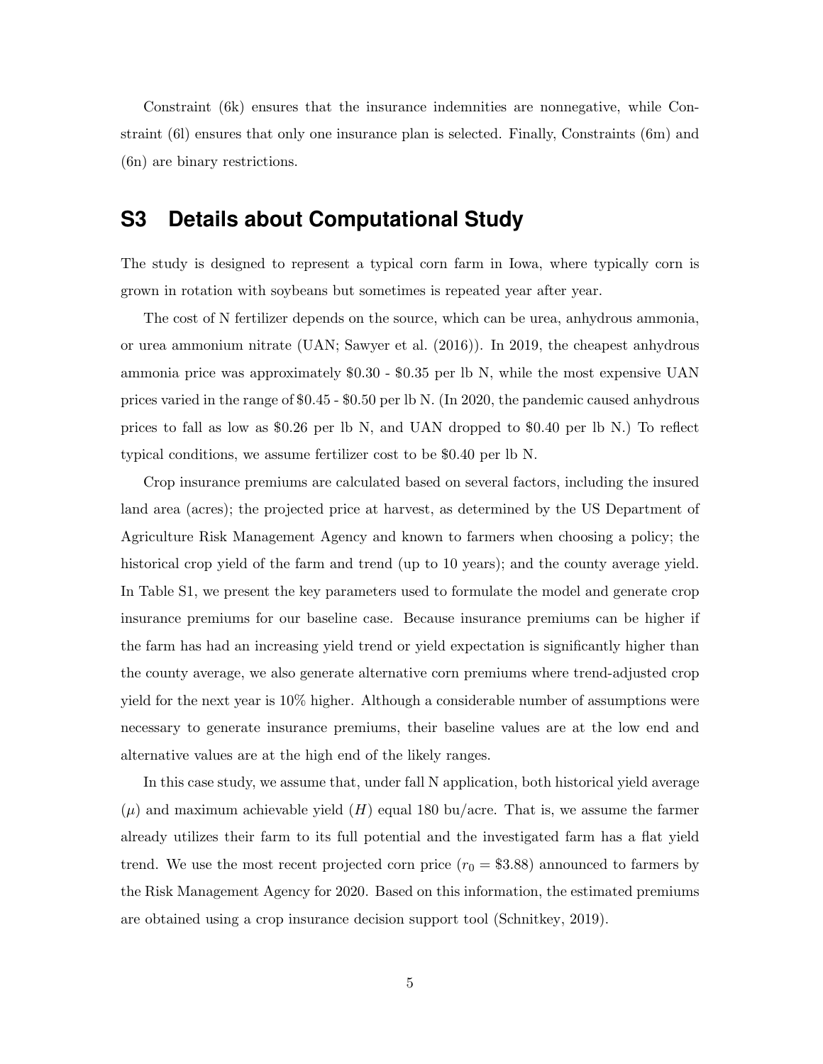Constraint (6k) ensures that the insurance indemnities are nonnegative, while Constraint (6l) ensures that only one insurance plan is selected. Finally, Constraints (6m) and (6n) are binary restrictions.

## S3 Details about Computational Study

The study is designed to represent a typical corn farm in Iowa, where typically corn is grown in rotation with soybeans but sometimes is repeated year after year.

The cost of N fertilizer depends on the source, which can be urea, anhydrous ammonia, or urea ammonium nitrate (UAN; Sawyer et al. (2016)). In 2019, the cheapest anhydrous ammonia price was approximately \$0.30 - \$0.35 per lb N, while the most expensive UAN prices varied in the range of \$0.45 - \$0.50 per lb N. (In 2020, the pandemic caused anhydrous prices to fall as low as \$0.26 per lb N, and UAN dropped to \$0.40 per lb N.) To reflect typical conditions, we assume fertilizer cost to be \$0.40 per lb N.

Crop insurance premiums are calculated based on several factors, including the insured land area (acres); the projected price at harvest, as determined by the US Department of Agriculture Risk Management Agency and known to farmers when choosing a policy; the historical crop yield of the farm and trend (up to 10 years); and the county average yield. In Table S1, we present the key parameters used to formulate the model and generate crop insurance premiums for our baseline case. Because insurance premiums can be higher if the farm has had an increasing yield trend or yield expectation is significantly higher than the county average, we also generate alternative corn premiums where trend-adjusted crop yield for the next year is 10% higher. Although a considerable number of assumptions were necessary to generate insurance premiums, their baseline values are at the low end and alternative values are at the high end of the likely ranges.

In this case study, we assume that, under fall N application, both historical yield average ($\mu$) and maximum achievable yield ($H$) equal 180 bu/acre. That is, we assume the farmer already utilizes their farm to its full potential and the investigated farm has a flat yield trend. We use the most recent projected corn price ($r_0 = \$3.88$) announced to farmers by the Risk Management Agency for 2020. Based on this information, the estimated premiums are obtained using a crop insurance decision support tool (Schnitkey, 2019).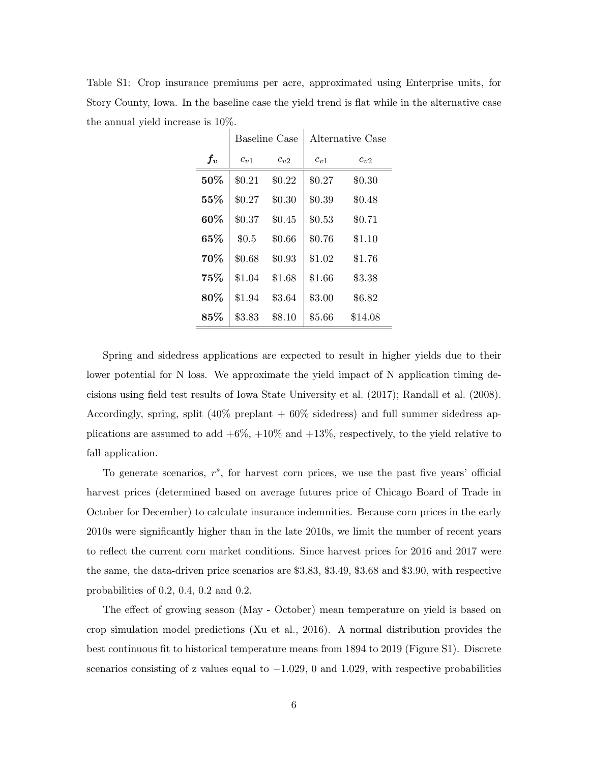Table S1: Crop insurance premiums per acre, approximated using Enterprise units, for Story County, Iowa. In the baseline case the yield trend is flat while in the alternative case the annual yield increase is 10%.

| | Baseline Case | | Alternative Case | |
|---|---|---|---|---|
| $f_v$ | $c_{v1}$ | $c_{v2}$ | $c_{v1}$ | $c_{v2}$ |
| **50%** | \$0.21 | \$0.22 | \$0.27 | \$0.30 |
| **55%** | \$0.27 | \$0.30 | \$0.39 | \$0.48 |
| **60%** | \$0.37 | \$0.45 | \$0.53 | \$0.71 |
| **65%** | \$0.5 | \$0.66 | \$0.76 | \$1.10 |
| **70%** | \$0.68 | \$0.93 | \$1.02 | \$1.76 |
| **75%** | \$1.04 | \$1.68 | \$1.66 | \$3.38 |
| **80%** | \$1.94 | \$3.64 | \$3.00 | \$6.82 |
| **85%** | \$3.83 | \$8.10 | \$5.66 | \$14.08 |

Spring and sidedress applications are expected to result in higher yields due to their lower potential for N loss. We approximate the yield impact of N application timing decisions using field test results of Iowa State University et al. (2017); Randall et al. (2008). Accordingly, spring, split (40% preplant + 60% sidedress) and full summer sidedress applications are assumed to add +6%, +10% and +13%, respectively, to the yield relative to fall application.

To generate scenarios, $r^s$, for harvest corn prices, we use the past five years' official harvest prices (determined based on average futures price of Chicago Board of Trade in October for December) to calculate insurance indemnities. Because corn prices in the early 2010s were significantly higher than in the late 2010s, we limit the number of recent years to reflect the current corn market conditions. Since harvest prices for 2016 and 2017 were the same, the data-driven price scenarios are \$3.83, \$3.49, \$3.68 and \$3.90, with respective probabilities of 0.2, 0.4, 0.2 and 0.2.

The effect of growing season (May - October) mean temperature on yield is based on crop simulation model predictions (Xu et al., 2016). A normal distribution provides the best continuous fit to historical temperature means from 1894 to 2019 (Figure S1). Discrete scenarios consisting of z values equal to $-1.029$, 0 and 1.029, with respective probabilities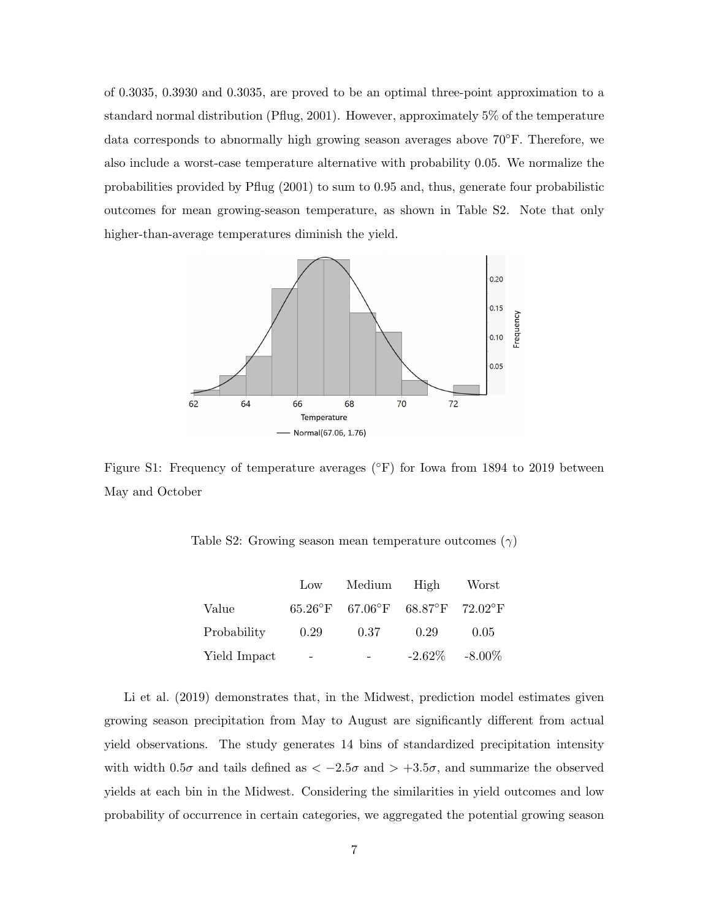of 0.3035, 0.3930 and 0.3035, are proved to be an optimal three-point approximation to a standard normal distribution (Pflug, 2001). However, approximately 5% of the temperature data corresponds to abnormally high growing season averages above 70°F. Therefore, we also include a worst-case temperature alternative with probability 0.05. We normalize the probabilities provided by Pflug (2001) to sum to 0.95 and, thus, generate four probabilistic outcomes for mean growing-season temperature, as shown in Table S2. Note that only higher-than-average temperatures diminish the yield.

Figure S1: Frequency of temperature averages (°F) for Iowa from 1894 to 2019 between May and October

Table S2: Growing season mean temperature outcomes ($\gamma$)

| | Low | Medium | High | Worst |
|---|---|---|---|---|
| Value | 65.26°F | 67.06°F | 68.87°F | 72.02°F |
| Probability | 0.29 | 0.37 | 0.29 | 0.05 |
| Yield Impact | - | - | -2.62% | -8.00% |

Li et al. (2019) demonstrates that, in the Midwest, prediction model estimates given growing season precipitation from May to August are significantly different from actual yield observations. The study generates 14 bins of standardized precipitation intensity with width $0.5\sigma$ and tails defined as $< -2.5\sigma$ and $> +3.5\sigma$, and summarize the observed yields at each bin in the Midwest. Considering the similarities in yield outcomes and low probability of occurrence in certain categories, we aggregated the potential growing season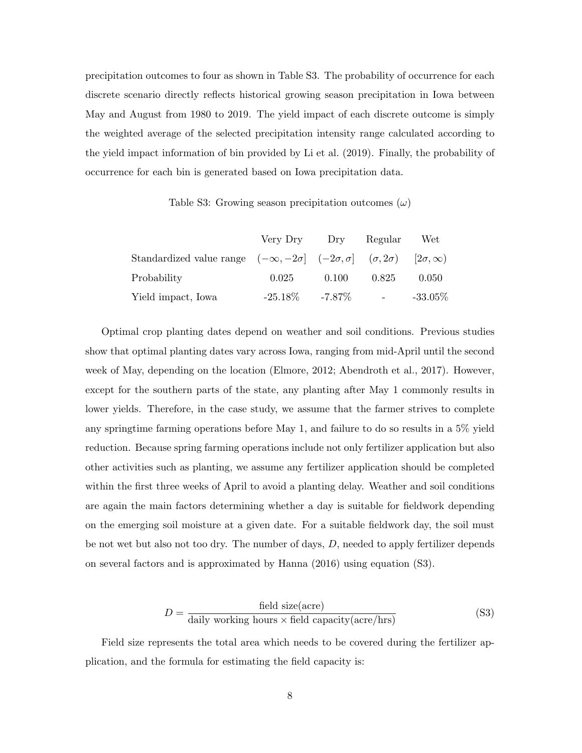precipitation outcomes to four as shown in Table S3. The probability of occurrence for each discrete scenario directly reflects historical growing season precipitation in Iowa between May and August from 1980 to 2019. The yield impact of each discrete outcome is simply the weighted average of the selected precipitation intensity range calculated according to the yield impact information of bin provided by Li et al. (2019). Finally, the probability of occurrence for each bin is generated based on Iowa precipitation data.

Table S3: Growing season precipitation outcomes ($\omega$)

| | Very Dry | Dry | Regular | Wet |
|---|---|---|---|---|
| Standardized value range | $(-\infty, -2\sigma]$ | $(-2\sigma, \sigma]$ | $(\sigma, 2\sigma)$ | $[2\sigma, \infty)$ |
| Probability | 0.025 | 0.100 | 0.825 | 0.050 |
| Yield impact, Iowa | -25.18% | -7.87% | - | -33.05% |

Optimal crop planting dates depend on weather and soil conditions. Previous studies show that optimal planting dates vary across Iowa, ranging from mid-April until the second week of May, depending on the location (Elmore, 2012; Abendroth et al., 2017). However, except for the southern parts of the state, any planting after May 1 commonly results in lower yields. Therefore, in the case study, we assume that the farmer strives to complete any springtime farming operations before May 1, and failure to do so results in a 5% yield reduction. Because spring farming operations include not only fertilizer application but also other activities such as planting, we assume any fertilizer application should be completed within the first three weeks of April to avoid a planting delay. Weather and soil conditions are again the main factors determining whether a day is suitable for fieldwork depending on the emerging soil moisture at a given date. For a suitable fieldwork day, the soil must be not wet but also not too dry. The number of days, $D$, needed to apply fertilizer depends on several factors and is approximated by Hanna (2016) using equation (S3).

$$D = \frac{\text{field size(acre)}}{\text{daily working hours} \times \text{field capacity(acre/hrs)}} \tag{S3}$$

Field size represents the total area which needs to be covered during the fertilizer application, and the formula for estimating the field capacity is: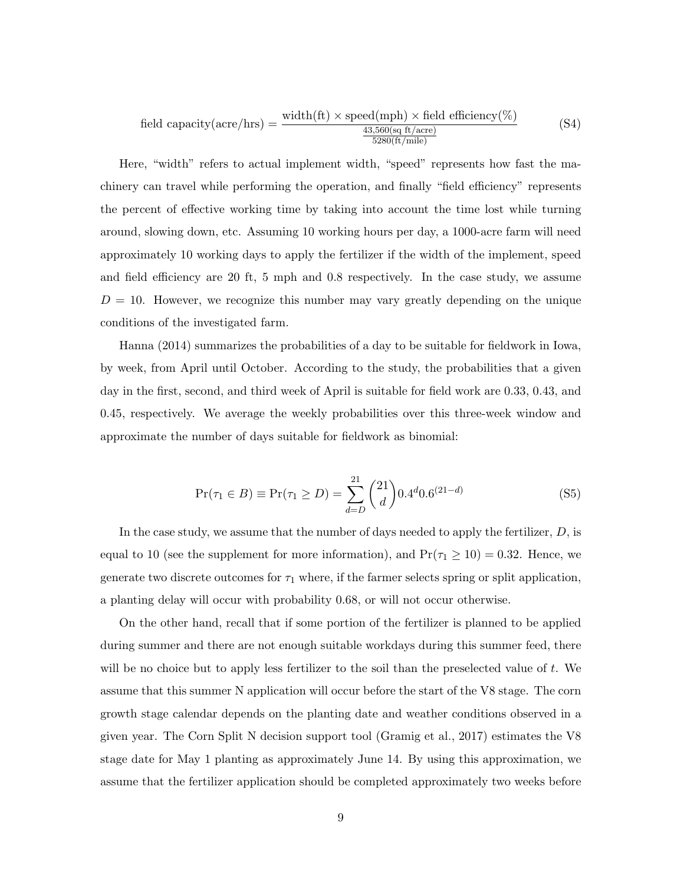$$\text{field capacity(acre/hrs)} = \frac{\text{width(ft)} \times \text{speed(mph)} \times \text{field efficiency(\%)}}{\frac{43{,}560\text{(sq ft/acre)}}{5280\text{(ft/mile)}}} \tag{S4}$$

Here, "width" refers to actual implement width, "speed" represents how fast the machinery can travel while performing the operation, and finally "field efficiency" represents the percent of effective working time by taking into account the time lost while turning around, slowing down, etc. Assuming 10 working hours per day, a 1000-acre farm will need approximately 10 working days to apply the fertilizer if the width of the implement, speed and field efficiency are 20 ft, 5 mph and 0.8 respectively. In the case study, we assume $D = 10$. However, we recognize this number may vary greatly depending on the unique conditions of the investigated farm.

Hanna (2014) summarizes the probabilities of a day to be suitable for fieldwork in Iowa, by week, from April until October. According to the study, the probabilities that a given day in the first, second, and third week of April is suitable for field work are 0.33, 0.43, and 0.45, respectively. We average the weekly probabilities over this three-week window and approximate the number of days suitable for fieldwork as binomial:

$$\Pr(\tau_1 \in B) \equiv \Pr(\tau_1 \geq D) = \sum_{d=D}^{21} \binom{21}{d} 0.4^d 0.6^{(21-d)} \tag{S5}$$

In the case study, we assume that the number of days needed to apply the fertilizer, $D$, is equal to 10 (see the supplement for more information), and $\Pr(\tau_1 \geq 10) = 0.32$. Hence, we generate two discrete outcomes for $\tau_1$ where, if the farmer selects spring or split application, a planting delay will occur with probability 0.68, or will not occur otherwise.

On the other hand, recall that if some portion of the fertilizer is planned to be applied during summer and there are not enough suitable workdays during this summer feed, there will be no choice but to apply less fertilizer to the soil than the preselected value of $t$. We assume that this summer N application will occur before the start of the V8 stage. The corn growth stage calendar depends on the planting date and weather conditions observed in a given year. The Corn Split N decision support tool (Gramig et al., 2017) estimates the V8 stage date for May 1 planting as approximately June 14. By using this approximation, we assume that the fertilizer application should be completed approximately two weeks before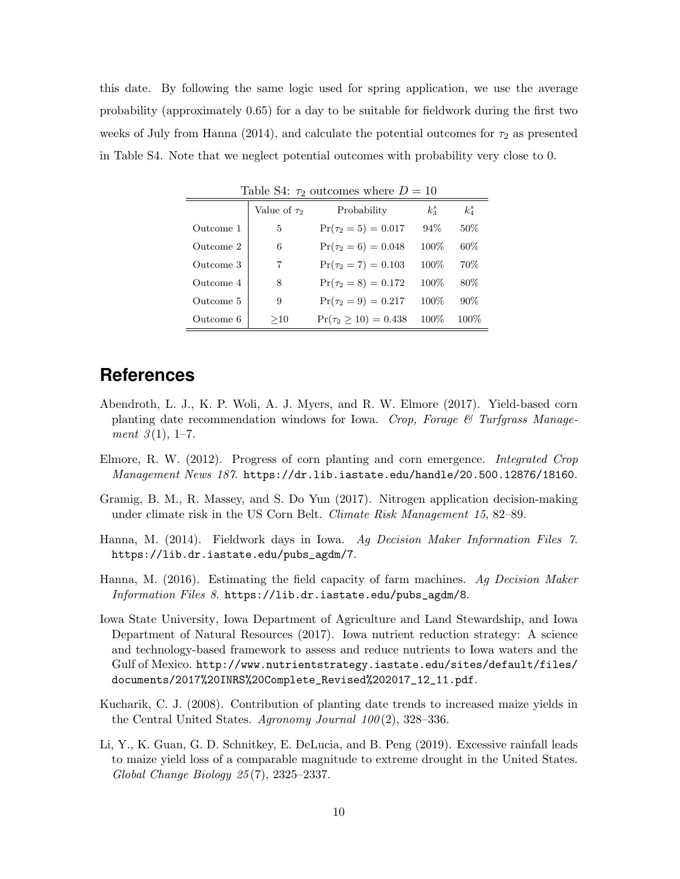this date. By following the same logic used for spring application, we use the average probability (approximately 0.65) for a day to be suitable for fieldwork during the first two weeks of July from Hanna (2014), and calculate the potential outcomes for $\tau_2$ as presented in Table S4. Note that we neglect potential outcomes with probability very close to 0.

Table S4: $\tau_2$ outcomes where $D = 10$

| | Value of $\tau_2$ | Probability | $k_3^s$ | $k_4^s$ |
|---|---|---|---|---|
| Outcome 1 | 5 | $\Pr(\tau_2 = 5) = 0.017$ | 94% | 50% |
| Outcome 2 | 6 | $\Pr(\tau_2 = 6) = 0.048$ | 100% | 60% |
| Outcome 3 | 7 | $\Pr(\tau_2 = 7) = 0.103$ | 100% | 70% |
| Outcome 4 | 8 | $\Pr(\tau_2 = 8) = 0.172$ | 100% | 80% |
| Outcome 5 | 9 | $\Pr(\tau_2 = 9) = 0.217$ | 100% | 90% |
| Outcome 6 | $\geq$10 | $\Pr(\tau_2 \geq 10) = 0.438$ | 100% | 100% |

## References

Abendroth, L. J., K. P. Woli, A. J. Myers, and R. W. Elmore (2017). Yield-based corn planting date recommendation windows for Iowa. *Crop, Forage & Turfgrass Management 3*(1), 1–7.

Elmore, R. W. (2012). Progress of corn planting and corn emergence. *Integrated Crop Management News 187*. https://dr.lib.iastate.edu/handle/20.500.12876/18160.

Gramig, B. M., R. Massey, and S. Do Yun (2017). Nitrogen application decision-making under climate risk in the US Corn Belt. *Climate Risk Management 15*, 82–89.

Hanna, M. (2014). Fieldwork days in Iowa. *Ag Decision Maker Information Files 7*. https://lib.dr.iastate.edu/pubs_agdm/7.

Hanna, M. (2016). Estimating the field capacity of farm machines. *Ag Decision Maker Information Files 8*. https://lib.dr.iastate.edu/pubs_agdm/8.

Iowa State University, Iowa Department of Agriculture and Land Stewardship, and Iowa Department of Natural Resources (2017). Iowa nutrient reduction strategy: A science and technology-based framework to assess and reduce nutrients to Iowa waters and the Gulf of Mexico. http://www.nutrientstrategy.iastate.edu/sites/default/files/documents/2017%20INRS%20Complete_Revised%202017_12_11.pdf.

Kucharik, C. J. (2008). Contribution of planting date trends to increased maize yields in the Central United States. *Agronomy Journal 100*(2), 328–336.

Li, Y., K. Guan, G. D. Schnitkey, E. DeLucia, and B. Peng (2019). Excessive rainfall leads to maize yield loss of a comparable magnitude to extreme drought in the United States. *Global Change Biology 25*(7), 2325–2337.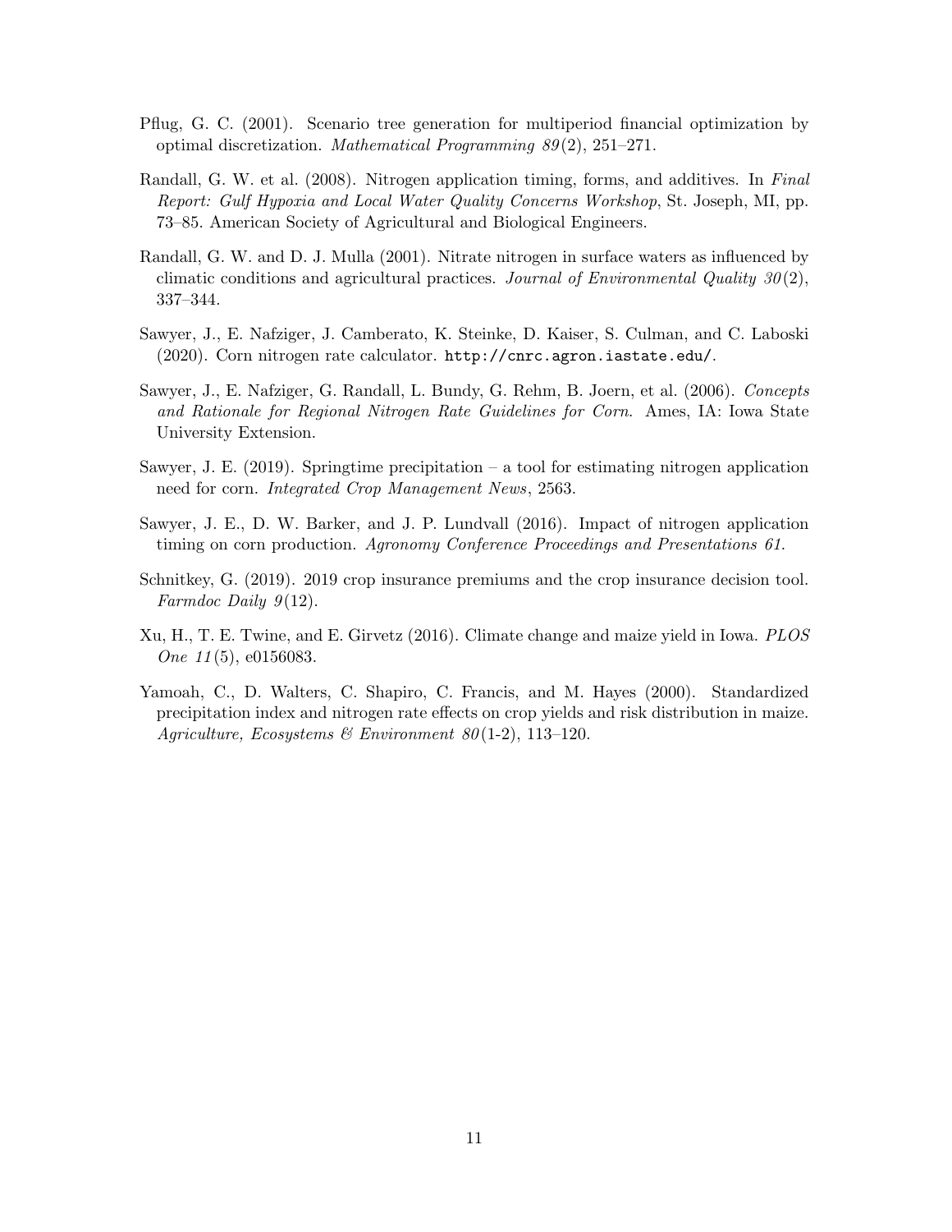Pflug, G. C. (2001). Scenario tree generation for multiperiod financial optimization by optimal discretization. *Mathematical Programming 89*(2), 251–271.

Randall, G. W. et al. (2008). Nitrogen application timing, forms, and additives. In *Final Report: Gulf Hypoxia and Local Water Quality Concerns Workshop*, St. Joseph, MI, pp. 73–85. American Society of Agricultural and Biological Engineers.

Randall, G. W. and D. J. Mulla (2001). Nitrate nitrogen in surface waters as influenced by climatic conditions and agricultural practices. *Journal of Environmental Quality 30*(2), 337–344.

Sawyer, J., E. Nafziger, J. Camberato, K. Steinke, D. Kaiser, S. Culman, and C. Laboski (2020). Corn nitrogen rate calculator. `http://cnrc.agron.iastate.edu/`.

Sawyer, J., E. Nafziger, G. Randall, L. Bundy, G. Rehm, B. Joern, et al. (2006). *Concepts and Rationale for Regional Nitrogen Rate Guidelines for Corn*. Ames, IA: Iowa State University Extension.

Sawyer, J. E. (2019). Springtime precipitation – a tool for estimating nitrogen application need for corn. *Integrated Crop Management News*, 2563.

Sawyer, J. E., D. W. Barker, and J. P. Lundvall (2016). Impact of nitrogen application timing on corn production. *Agronomy Conference Proceedings and Presentations 61*.

Schnitkey, G. (2019). 2019 crop insurance premiums and the crop insurance decision tool. *Farmdoc Daily 9*(12).

Xu, H., T. E. Twine, and E. Girvetz (2016). Climate change and maize yield in Iowa. *PLOS One 11*(5), e0156083.

Yamoah, C., D. Walters, C. Shapiro, C. Francis, and M. Hayes (2000). Standardized precipitation index and nitrogen rate effects on crop yields and risk distribution in maize. *Agriculture, Ecosystems & Environment 80*(1-2), 113–120.